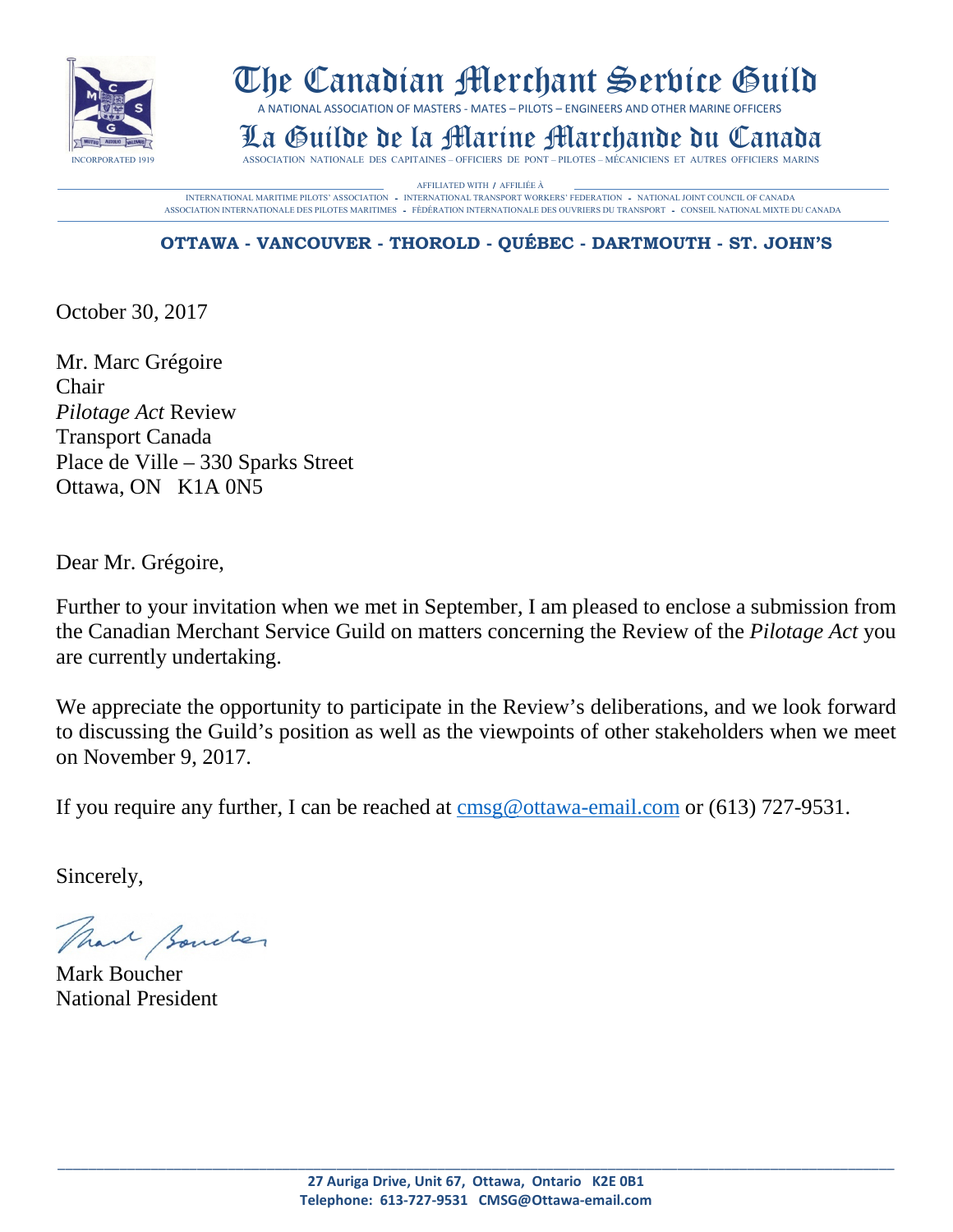# The Canadian Merchant Service Guild

A NATIONAL ASSOCIATION OF MASTERS - MATES – PILOTS – ENGINEERS AND OTHER MARINE OFFICERS

# La Guilde de la Marine Marchande du Canada

INCORPORATED 1919

ASSOCIATION NATIONALE DES CAPITAINES – OFFICIERS DE PONT – PILOTES – MÉCANICIENS ET AUTRES OFFICIERS MARINS

AFFILIATED WITH / AFFILIÉE À

INTERNATIONAL MARITIME PILOTS' ASSOCIATION - INTERNATIONAL TRANSPORT WORKERS' FEDERATION - NATIONAL JOINT COUNCIL OF CANADA

ASSOCIATION INTERNATIONALE DES PILOTES MARITIMES - FÉDÉRATION INTERNATIONALE DES OUVRIERS DU TRANSPORT - CONSEIL NATIONAL MIXTE DU CANADA

**OTTAWA - VANCOUVER - THOROLD - QUÉBEC - DARTMOUTH - ST. JOHN'S**

October 30, 2017

Mr. Marc Grégoire
Chair
*Pilotage Act* Review
Transport Canada
Place de Ville – 330 Sparks Street
Ottawa, ON K1A 0N5

Dear Mr. Grégoire,

Further to your invitation when we met in September, I am pleased to enclose a submission from the Canadian Merchant Service Guild on matters concerning the Review of the *Pilotage Act* you are currently undertaking.

We appreciate the opportunity to participate in the Review's deliberations, and we look forward to discussing the Guild's position as well as the viewpoints of other stakeholders when we meet on November 9, 2017.

If you require any further, I can be reached at cmsg@ottawa-email.com or (613) 727-9531.

Sincerely,

Mark Boucher
National President

**27 Auriga Drive, Unit 67, Ottawa, Ontario K2E 0B1**
**Telephone: 613-727-9531 CMSG@Ottawa-email.com**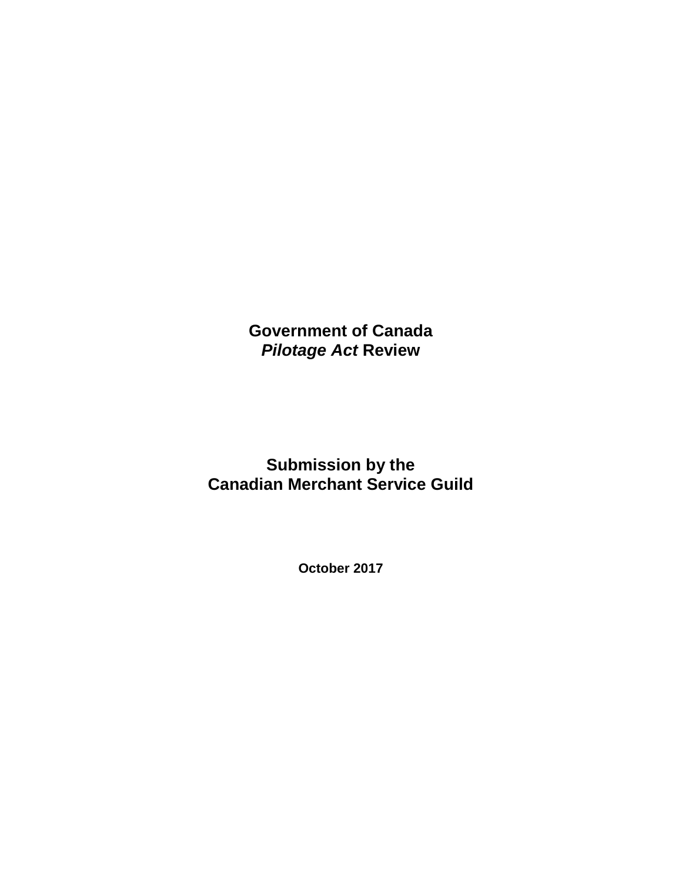**Government of Canada**
***Pilotage Act* Review**

**Submission by the**
**Canadian Merchant Service Guild**

**October 2017**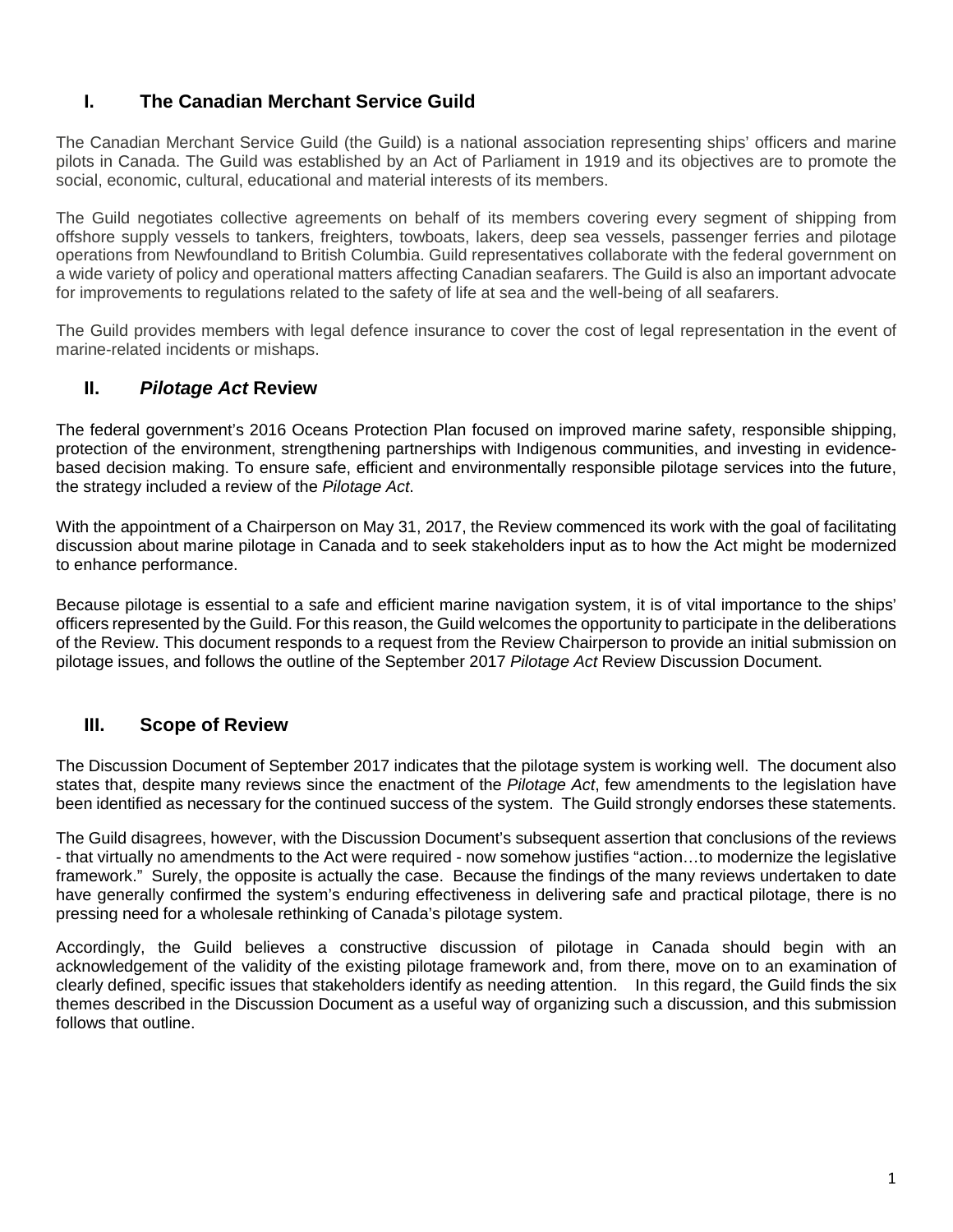## I. The Canadian Merchant Service Guild

The Canadian Merchant Service Guild (the Guild) is a national association representing ships' officers and marine pilots in Canada. The Guild was established by an Act of Parliament in 1919 and its objectives are to promote the social, economic, cultural, educational and material interests of its members.

The Guild negotiates collective agreements on behalf of its members covering every segment of shipping from offshore supply vessels to tankers, freighters, towboats, lakers, deep sea vessels, passenger ferries and pilotage operations from Newfoundland to British Columbia. Guild representatives collaborate with the federal government on a wide variety of policy and operational matters affecting Canadian seafarers. The Guild is also an important advocate for improvements to regulations related to the safety of life at sea and the well-being of all seafarers.

The Guild provides members with legal defence insurance to cover the cost of legal representation in the event of marine-related incidents or mishaps.

## II. *Pilotage Act* Review

The federal government's 2016 Oceans Protection Plan focused on improved marine safety, responsible shipping, protection of the environment, strengthening partnerships with Indigenous communities, and investing in evidence-based decision making. To ensure safe, efficient and environmentally responsible pilotage services into the future, the strategy included a review of the *Pilotage Act*.

With the appointment of a Chairperson on May 31, 2017, the Review commenced its work with the goal of facilitating discussion about marine pilotage in Canada and to seek stakeholders input as to how the Act might be modernized to enhance performance.

Because pilotage is essential to a safe and efficient marine navigation system, it is of vital importance to the ships' officers represented by the Guild. For this reason, the Guild welcomes the opportunity to participate in the deliberations of the Review. This document responds to a request from the Review Chairperson to provide an initial submission on pilotage issues, and follows the outline of the September 2017 *Pilotage Act* Review Discussion Document.

## III. Scope of Review

The Discussion Document of September 2017 indicates that the pilotage system is working well. The document also states that, despite many reviews since the enactment of the *Pilotage Act*, few amendments to the legislation have been identified as necessary for the continued success of the system. The Guild strongly endorses these statements.

The Guild disagrees, however, with the Discussion Document's subsequent assertion that conclusions of the reviews - that virtually no amendments to the Act were required - now somehow justifies "action…to modernize the legislative framework." Surely, the opposite is actually the case. Because the findings of the many reviews undertaken to date have generally confirmed the system's enduring effectiveness in delivering safe and practical pilotage, there is no pressing need for a wholesale rethinking of Canada's pilotage system.

Accordingly, the Guild believes a constructive discussion of pilotage in Canada should begin with an acknowledgement of the validity of the existing pilotage framework and, from there, move on to an examination of clearly defined, specific issues that stakeholders identify as needing attention. In this regard, the Guild finds the six themes described in the Discussion Document as a useful way of organizing such a discussion, and this submission follows that outline.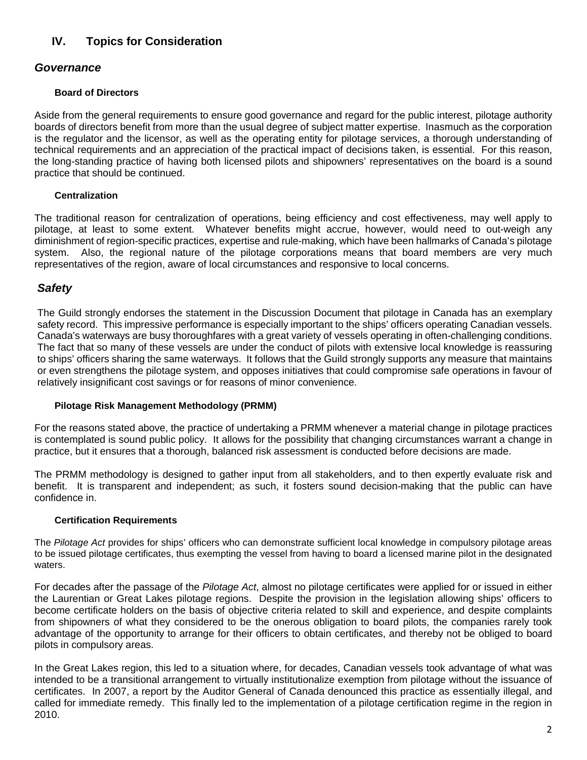## IV. Topics for Consideration

### *Governance*

#### Board of Directors

Aside from the general requirements to ensure good governance and regard for the public interest, pilotage authority boards of directors benefit from more than the usual degree of subject matter expertise. Inasmuch as the corporation is the regulator and the licensor, as well as the operating entity for pilotage services, a thorough understanding of technical requirements and an appreciation of the practical impact of decisions taken, is essential. For this reason, the long-standing practice of having both licensed pilots and shipowners' representatives on the board is a sound practice that should be continued.

#### Centralization

The traditional reason for centralization of operations, being efficiency and cost effectiveness, may well apply to pilotage, at least to some extent. Whatever benefits might accrue, however, would need to out-weigh any diminishment of region-specific practices, expertise and rule-making, which have been hallmarks of Canada's pilotage system. Also, the regional nature of the pilotage corporations means that board members are very much representatives of the region, aware of local circumstances and responsive to local concerns.

### *Safety*

The Guild strongly endorses the statement in the Discussion Document that pilotage in Canada has an exemplary safety record. This impressive performance is especially important to the ships' officers operating Canadian vessels. Canada's waterways are busy thoroughfares with a great variety of vessels operating in often-challenging conditions. The fact that so many of these vessels are under the conduct of pilots with extensive local knowledge is reassuring to ships' officers sharing the same waterways. It follows that the Guild strongly supports any measure that maintains or even strengthens the pilotage system, and opposes initiatives that could compromise safe operations in favour of relatively insignificant cost savings or for reasons of minor convenience.

#### Pilotage Risk Management Methodology (PRMM)

For the reasons stated above, the practice of undertaking a PRMM whenever a material change in pilotage practices is contemplated is sound public policy. It allows for the possibility that changing circumstances warrant a change in practice, but it ensures that a thorough, balanced risk assessment is conducted before decisions are made.

The PRMM methodology is designed to gather input from all stakeholders, and to then expertly evaluate risk and benefit. It is transparent and independent; as such, it fosters sound decision-making that the public can have confidence in.

#### Certification Requirements

The *Pilotage Act* provides for ships' officers who can demonstrate sufficient local knowledge in compulsory pilotage areas to be issued pilotage certificates, thus exempting the vessel from having to board a licensed marine pilot in the designated waters.

For decades after the passage of the *Pilotage Act*, almost no pilotage certificates were applied for or issued in either the Laurentian or Great Lakes pilotage regions. Despite the provision in the legislation allowing ships' officers to become certificate holders on the basis of objective criteria related to skill and experience, and despite complaints from shipowners of what they considered to be the onerous obligation to board pilots, the companies rarely took advantage of the opportunity to arrange for their officers to obtain certificates, and thereby not be obliged to board pilots in compulsory areas.

In the Great Lakes region, this led to a situation where, for decades, Canadian vessels took advantage of what was intended to be a transitional arrangement to virtually institutionalize exemption from pilotage without the issuance of certificates. In 2007, a report by the Auditor General of Canada denounced this practice as essentially illegal, and called for immediate remedy. This finally led to the implementation of a pilotage certification regime in the region in 2010.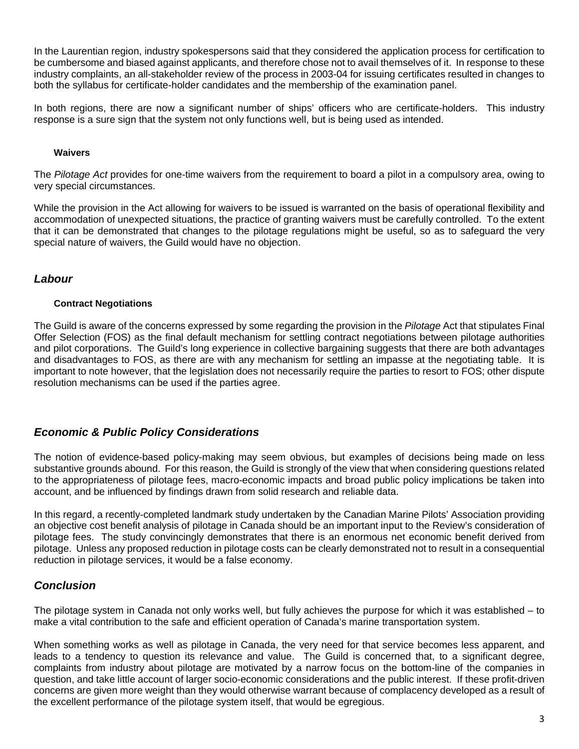In the Laurentian region, industry spokespersons said that they considered the application process for certification to be cumbersome and biased against applicants, and therefore chose not to avail themselves of it. In response to these industry complaints, an all-stakeholder review of the process in 2003-04 for issuing certificates resulted in changes to both the syllabus for certificate-holder candidates and the membership of the examination panel.

In both regions, there are now a significant number of ships' officers who are certificate-holders. This industry response is a sure sign that the system not only functions well, but is being used as intended.

#### Waivers

The *Pilotage Act* provides for one-time waivers from the requirement to board a pilot in a compulsory area, owing to very special circumstances.

While the provision in the Act allowing for waivers to be issued is warranted on the basis of operational flexibility and accommodation of unexpected situations, the practice of granting waivers must be carefully controlled. To the extent that it can be demonstrated that changes to the pilotage regulations might be useful, so as to safeguard the very special nature of waivers, the Guild would have no objection.

## *Labour*

#### Contract Negotiations

The Guild is aware of the concerns expressed by some regarding the provision in the *Pilotage* Act that stipulates Final Offer Selection (FOS) as the final default mechanism for settling contract negotiations between pilotage authorities and pilot corporations. The Guild's long experience in collective bargaining suggests that there are both advantages and disadvantages to FOS, as there are with any mechanism for settling an impasse at the negotiating table. It is important to note however, that the legislation does not necessarily require the parties to resort to FOS; other dispute resolution mechanisms can be used if the parties agree.

## *Economic & Public Policy Considerations*

The notion of evidence-based policy-making may seem obvious, but examples of decisions being made on less substantive grounds abound. For this reason, the Guild is strongly of the view that when considering questions related to the appropriateness of pilotage fees, macro-economic impacts and broad public policy implications be taken into account, and be influenced by findings drawn from solid research and reliable data.

In this regard, a recently-completed landmark study undertaken by the Canadian Marine Pilots' Association providing an objective cost benefit analysis of pilotage in Canada should be an important input to the Review's consideration of pilotage fees. The study convincingly demonstrates that there is an enormous net economic benefit derived from pilotage. Unless any proposed reduction in pilotage costs can be clearly demonstrated not to result in a consequential reduction in pilotage services, it would be a false economy.

## *Conclusion*

The pilotage system in Canada not only works well, but fully achieves the purpose for which it was established – to make a vital contribution to the safe and efficient operation of Canada's marine transportation system.

When something works as well as pilotage in Canada, the very need for that service becomes less apparent, and leads to a tendency to question its relevance and value. The Guild is concerned that, to a significant degree, complaints from industry about pilotage are motivated by a narrow focus on the bottom-line of the companies in question, and take little account of larger socio-economic considerations and the public interest. If these profit-driven concerns are given more weight than they would otherwise warrant because of complacency developed as a result of the excellent performance of the pilotage system itself, that would be egregious.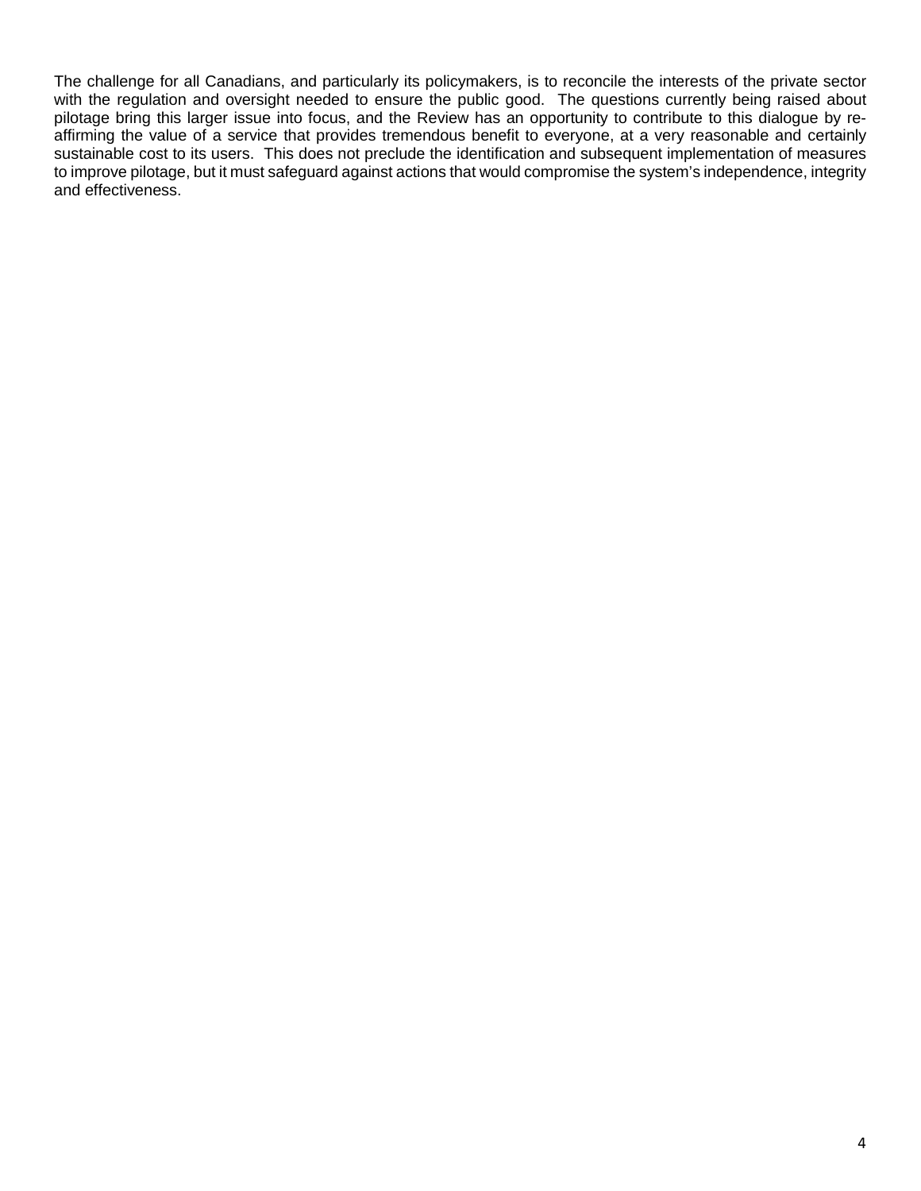The challenge for all Canadians, and particularly its policymakers, is to reconcile the interests of the private sector with the regulation and oversight needed to ensure the public good. The questions currently being raised about pilotage bring this larger issue into focus, and the Review has an opportunity to contribute to this dialogue by re-affirming the value of a service that provides tremendous benefit to everyone, at a very reasonable and certainly sustainable cost to its users. This does not preclude the identification and subsequent implementation of measures to improve pilotage, but it must safeguard against actions that would compromise the system's independence, integrity and effectiveness.